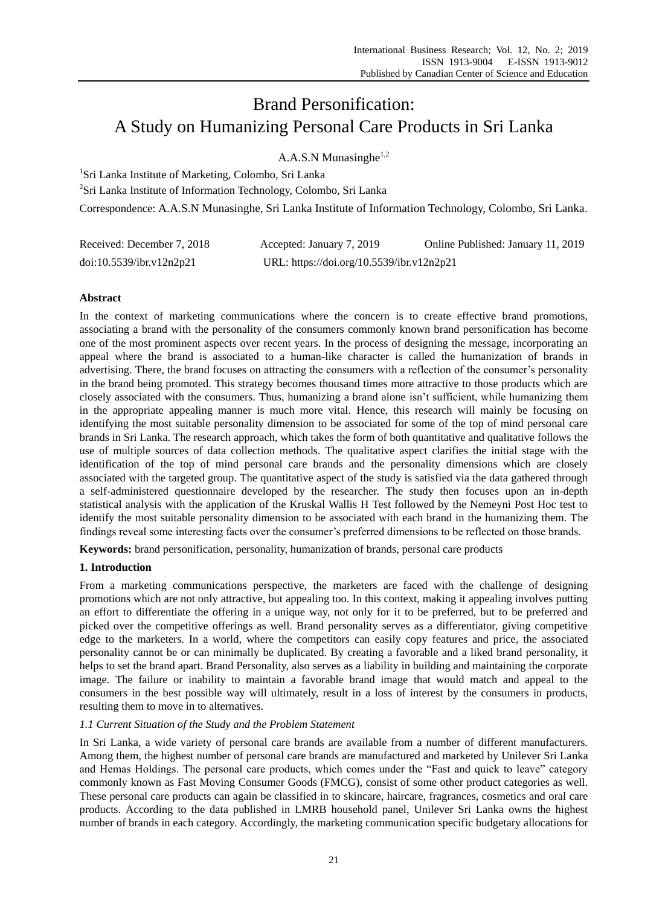# Brand Personification: A Study on Humanizing Personal Care Products in Sri Lanka

A.A.S.N Munasinghe[1,2]

[1]Sri Lanka Institute of Marketing, Colombo, Sri Lanka

[2]Sri Lanka Institute of Information Technology, Colombo, Sri Lanka

Correspondence: A.A.S.N Munasinghe, Sri Lanka Institute of Information Technology, Colombo, Sri Lanka.

Received: December 7, 2018 Accepted: January 7, 2019 Online Published: January 11, 2019

doi:10.5539/ibr.v12n2p21 URL: https://doi.org/10.5539/ibr.v12n2p21

**Abstract**

In the context of marketing communications where the concern is to create effective brand promotions, associating a brand with the personality of the consumers commonly known brand personification has become one of the most prominent aspects over recent years. In the process of designing the message, incorporating an appeal where the brand is associated to a human-like character is called the humanization of brands in advertising. There, the brand focuses on attracting the consumers with a reflection of the consumer's personality in the brand being promoted. This strategy becomes thousand times more attractive to those products which are closely associated with the consumers. Thus, humanizing a brand alone isn't sufficient, while humanizing them in the appropriate appealing manner is much more vital. Hence, this research will mainly be focusing on identifying the most suitable personality dimension to be associated for some of the top of mind personal care brands in Sri Lanka. The research approach, which takes the form of both quantitative and qualitative follows the use of multiple sources of data collection methods. The qualitative aspect clarifies the initial stage with the identification of the top of mind personal care brands and the personality dimensions which are closely associated with the targeted group. The quantitative aspect of the study is satisfied via the data gathered through a self-administered questionnaire developed by the researcher. The study then focuses upon an in-depth statistical analysis with the application of the Kruskal Wallis H Test followed by the Nemeyni Post Hoc test to identify the most suitable personality dimension to be associated with each brand in the humanizing them. The findings reveal some interesting facts over the consumer's preferred dimensions to be reflected on those brands.

**Keywords:** brand personification, personality, humanization of brands, personal care products

## 1. Introduction

From a marketing communications perspective, the marketers are faced with the challenge of designing promotions which are not only attractive, but appealing too. In this context, making it appealing involves putting an effort to differentiate the offering in a unique way, not only for it to be preferred, but to be preferred and picked over the competitive offerings as well. Brand personality serves as a differentiator, giving competitive edge to the marketers. In a world, where the competitors can easily copy features and price, the associated personality cannot be or can minimally be duplicated. By creating a favorable and a liked brand personality, it helps to set the brand apart. Brand Personality, also serves as a liability in building and maintaining the corporate image. The failure or inability to maintain a favorable brand image that would match and appeal to the consumers in the best possible way will ultimately, result in a loss of interest by the consumers in products, resulting them to move in to alternatives.

### *1.1 Current Situation of the Study and the Problem Statement*

In Sri Lanka, a wide variety of personal care brands are available from a number of different manufacturers. Among them, the highest number of personal care brands are manufactured and marketed by Unilever Sri Lanka and Hemas Holdings. The personal care products, which comes under the "Fast and quick to leave" category commonly known as Fast Moving Consumer Goods (FMCG), consist of some other product categories as well. These personal care products can again be classified in to skincare, haircare, fragrances, cosmetics and oral care products. According to the data published in LMRB household panel, Unilever Sri Lanka owns the highest number of brands in each category. Accordingly, the marketing communication specific budgetary allocations for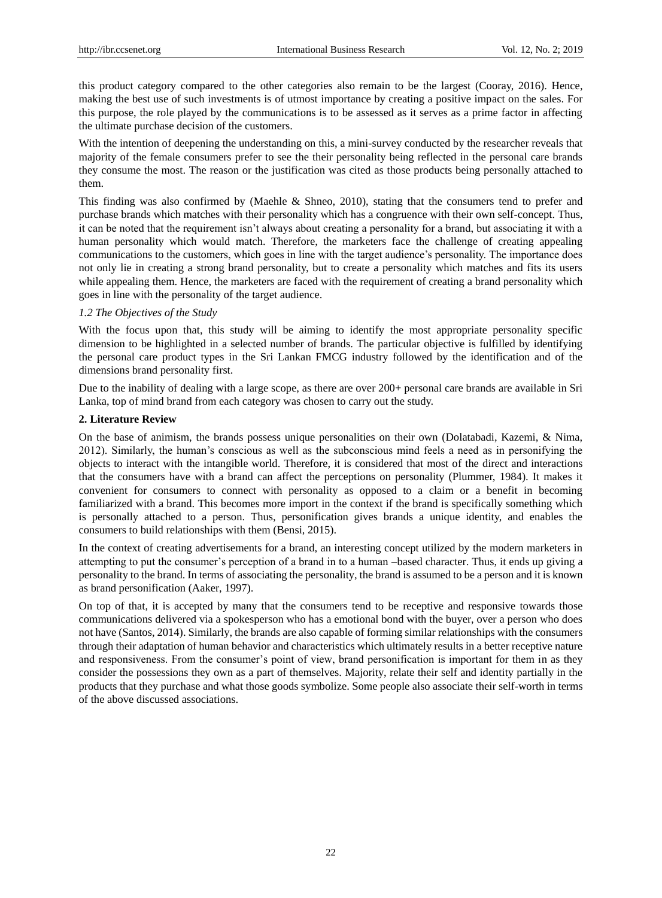this product category compared to the other categories also remain to be the largest (Cooray, 2016). Hence, making the best use of such investments is of utmost importance by creating a positive impact on the sales. For this purpose, the role played by the communications is to be assessed as it serves as a prime factor in affecting the ultimate purchase decision of the customers.

With the intention of deepening the understanding on this, a mini-survey conducted by the researcher reveals that majority of the female consumers prefer to see the their personality being reflected in the personal care brands they consume the most. The reason or the justification was cited as those products being personally attached to them.

This finding was also confirmed by (Maehle & Shneo, 2010), stating that the consumers tend to prefer and purchase brands which matches with their personality which has a congruence with their own self-concept. Thus, it can be noted that the requirement isn't always about creating a personality for a brand, but associating it with a human personality which would match. Therefore, the marketers face the challenge of creating appealing communications to the customers, which goes in line with the target audience's personality. The importance does not only lie in creating a strong brand personality, but to create a personality which matches and fits its users while appealing them. Hence, the marketers are faced with the requirement of creating a brand personality which goes in line with the personality of the target audience.

### *1.2 The Objectives of the Study*

With the focus upon that, this study will be aiming to identify the most appropriate personality specific dimension to be highlighted in a selected number of brands. The particular objective is fulfilled by identifying the personal care product types in the Sri Lankan FMCG industry followed by the identification and of the dimensions brand personality first.

Due to the inability of dealing with a large scope, as there are over 200+ personal care brands are available in Sri Lanka, top of mind brand from each category was chosen to carry out the study.

## 2. Literature Review

On the base of animism, the brands possess unique personalities on their own (Dolatabadi, Kazemi, & Nima, 2012). Similarly, the human's conscious as well as the subconscious mind feels a need as in personifying the objects to interact with the intangible world. Therefore, it is considered that most of the direct and interactions that the consumers have with a brand can affect the perceptions on personality (Plummer, 1984). It makes it convenient for consumers to connect with personality as opposed to a claim or a benefit in becoming familiarized with a brand. This becomes more import in the context if the brand is specifically something which is personally attached to a person. Thus, personification gives brands a unique identity, and enables the consumers to build relationships with them (Bensi, 2015).

In the context of creating advertisements for a brand, an interesting concept utilized by the modern marketers in attempting to put the consumer's perception of a brand in to a human –based character. Thus, it ends up giving a personality to the brand. In terms of associating the personality, the brand is assumed to be a person and it is known as brand personification (Aaker, 1997).

On top of that, it is accepted by many that the consumers tend to be receptive and responsive towards those communications delivered via a spokesperson who has a emotional bond with the buyer, over a person who does not have (Santos, 2014). Similarly, the brands are also capable of forming similar relationships with the consumers through their adaptation of human behavior and characteristics which ultimately results in a better receptive nature and responsiveness. From the consumer's point of view, brand personification is important for them in as they consider the possessions they own as a part of themselves. Majority, relate their self and identity partially in the products that they purchase and what those goods symbolize. Some people also associate their self-worth in terms of the above discussed associations.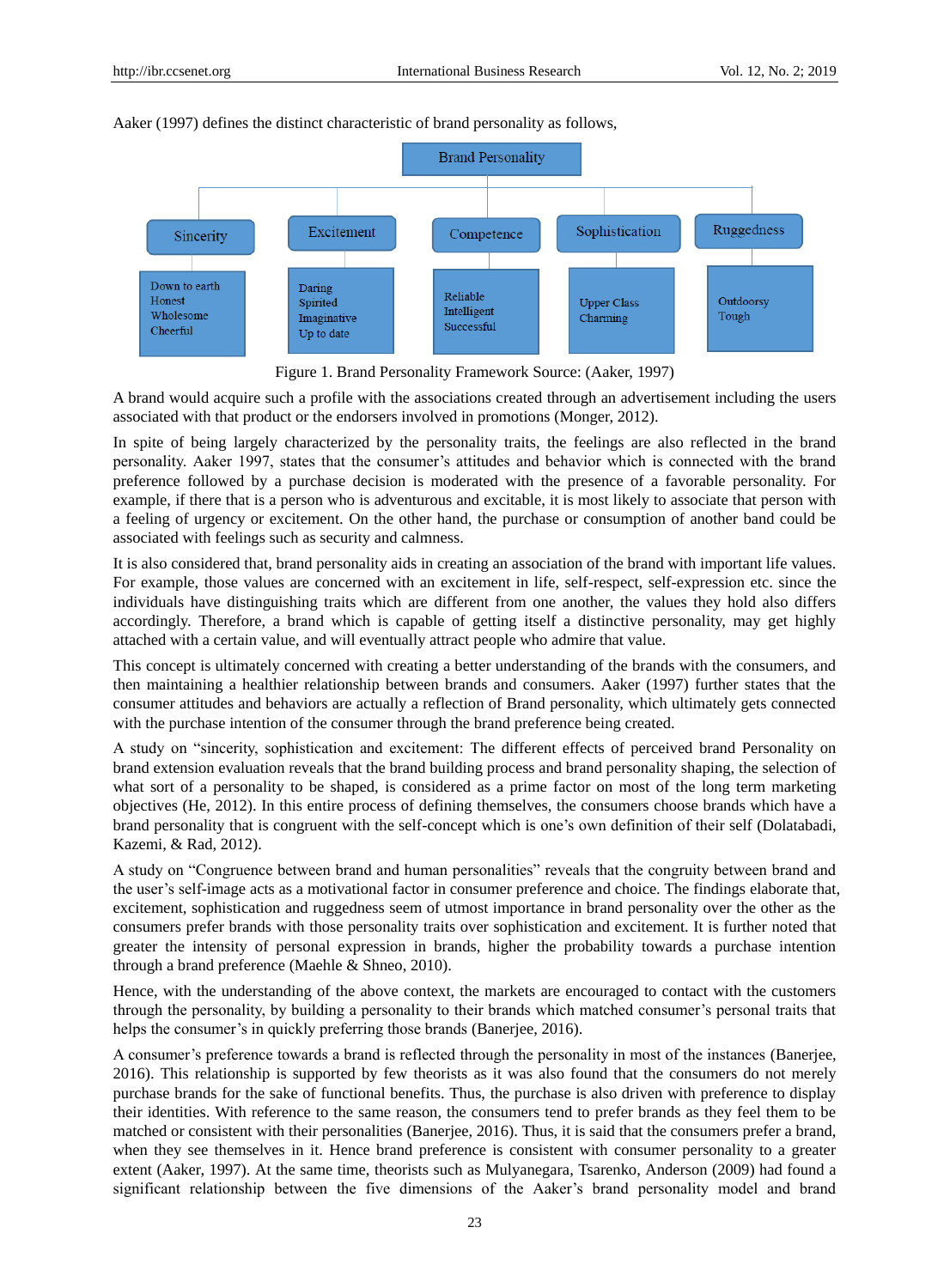Aaker (1997) defines the distinct characteristic of brand personality as follows,

| Brand Personality | | | | |
|---|---|---|---|---|
| Sincerity | Excitement | Competence | Sophistication | Ruggedness |
| Down to earth<br>Honest<br>Wholesome<br>Cheerful | Daring<br>Spirited<br>Imaginative<br>Up to date | Reliable<br>Intelligent<br>Successful | Upper Class<br>Charming | Outdoorsy<br>Tough |

Figure 1. Brand Personality Framework Source: (Aaker, 1997)

A brand would acquire such a profile with the associations created through an advertisement including the users associated with that product or the endorsers involved in promotions (Monger, 2012).

In spite of being largely characterized by the personality traits, the feelings are also reflected in the brand personality. Aaker 1997, states that the consumer's attitudes and behavior which is connected with the brand preference followed by a purchase decision is moderated with the presence of a favorable personality. For example, if there that is a person who is adventurous and excitable, it is most likely to associate that person with a feeling of urgency or excitement. On the other hand, the purchase or consumption of another band could be associated with feelings such as security and calmness.

It is also considered that, brand personality aids in creating an association of the brand with important life values. For example, those values are concerned with an excitement in life, self-respect, self-expression etc. since the individuals have distinguishing traits which are different from one another, the values they hold also differs accordingly. Therefore, a brand which is capable of getting itself a distinctive personality, may get highly attached with a certain value, and will eventually attract people who admire that value.

This concept is ultimately concerned with creating a better understanding of the brands with the consumers, and then maintaining a healthier relationship between brands and consumers. Aaker (1997) further states that the consumer attitudes and behaviors are actually a reflection of Brand personality, which ultimately gets connected with the purchase intention of the consumer through the brand preference being created.

A study on "sincerity, sophistication and excitement: The different effects of perceived brand Personality on brand extension evaluation reveals that the brand building process and brand personality shaping, the selection of what sort of a personality to be shaped, is considered as a prime factor on most of the long term marketing objectives (He, 2012). In this entire process of defining themselves, the consumers choose brands which have a brand personality that is congruent with the self-concept which is one's own definition of their self (Dolatabadi, Kazemi, & Rad, 2012).

A study on "Congruence between brand and human personalities" reveals that the congruity between brand and the user's self-image acts as a motivational factor in consumer preference and choice. The findings elaborate that, excitement, sophistication and ruggedness seem of utmost importance in brand personality over the other as the consumers prefer brands with those personality traits over sophistication and excitement. It is further noted that greater the intensity of personal expression in brands, higher the probability towards a purchase intention through a brand preference (Maehle & Shneo, 2010).

Hence, with the understanding of the above context, the markets are encouraged to contact with the customers through the personality, by building a personality to their brands which matched consumer's personal traits that helps the consumer's in quickly preferring those brands (Banerjee, 2016).

A consumer's preference towards a brand is reflected through the personality in most of the instances (Banerjee, 2016). This relationship is supported by few theorists as it was also found that the consumers do not merely purchase brands for the sake of functional benefits. Thus, the purchase is also driven with preference to display their identities. With reference to the same reason, the consumers tend to prefer brands as they feel them to be matched or consistent with their personalities (Banerjee, 2016). Thus, it is said that the consumers prefer a brand, when they see themselves in it. Hence brand preference is consistent with consumer personality to a greater extent (Aaker, 1997). At the same time, theorists such as Mulyanegara, Tsarenko, Anderson (2009) had found a significant relationship between the five dimensions of the Aaker's brand personality model and brand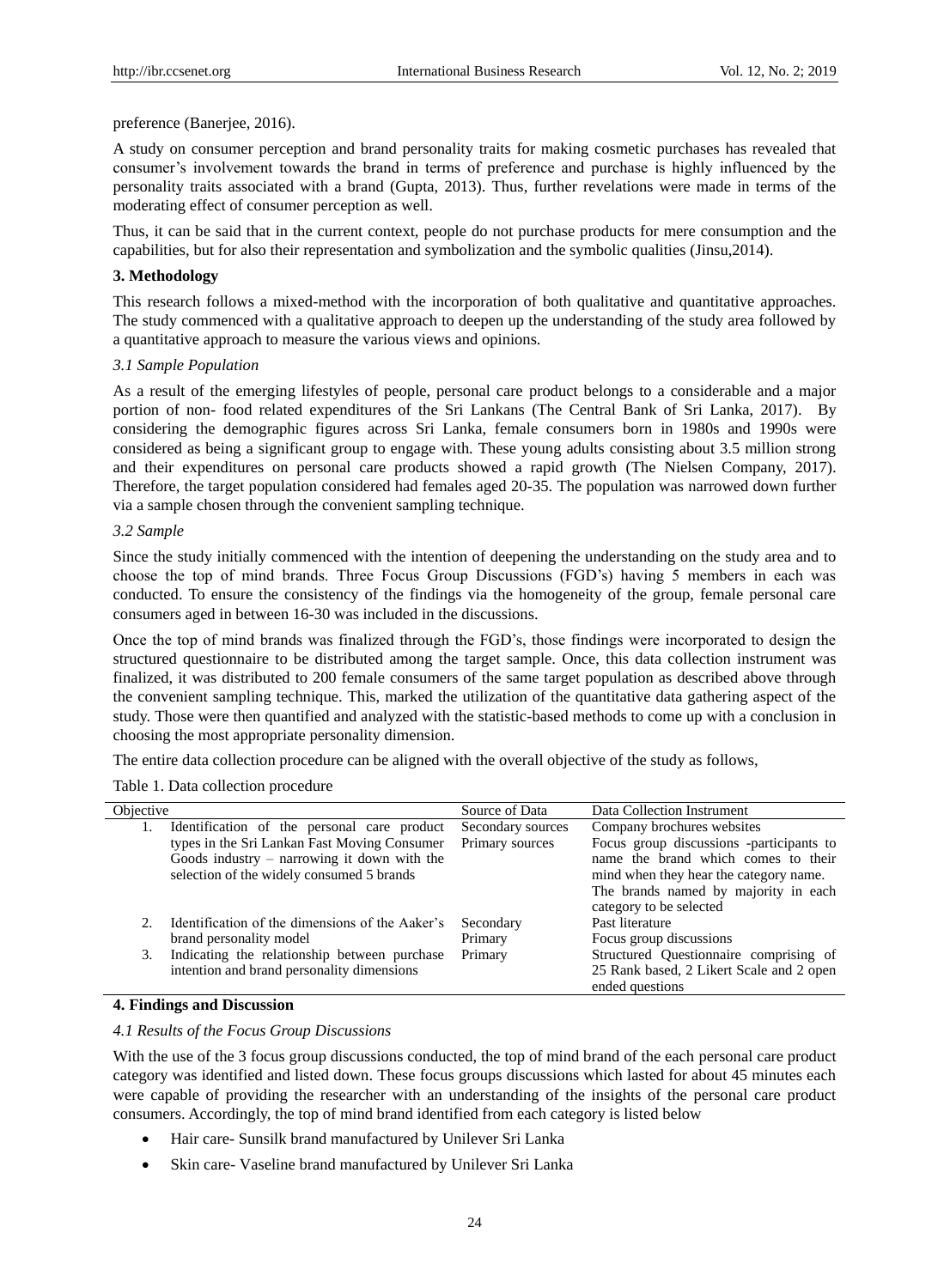preference (Banerjee, 2016).

A study on consumer perception and brand personality traits for making cosmetic purchases has revealed that consumer's involvement towards the brand in terms of preference and purchase is highly influenced by the personality traits associated with a brand (Gupta, 2013). Thus, further revelations were made in terms of the moderating effect of consumer perception as well.

Thus, it can be said that in the current context, people do not purchase products for mere consumption and the capabilities, but for also their representation and symbolization and the symbolic qualities (Jinsu,2014).

## 3. Methodology

This research follows a mixed-method with the incorporation of both qualitative and quantitative approaches. The study commenced with a qualitative approach to deepen up the understanding of the study area followed by a quantitative approach to measure the various views and opinions.

### *3.1 Sample Population*

As a result of the emerging lifestyles of people, personal care product belongs to a considerable and a major portion of non- food related expenditures of the Sri Lankans (The Central Bank of Sri Lanka, 2017). By considering the demographic figures across Sri Lanka, female consumers born in 1980s and 1990s were considered as being a significant group to engage with. These young adults consisting about 3.5 million strong and their expenditures on personal care products showed a rapid growth (The Nielsen Company, 2017). Therefore, the target population considered had females aged 20-35. The population was narrowed down further via a sample chosen through the convenient sampling technique.

### *3.2 Sample*

Since the study initially commenced with the intention of deepening the understanding on the study area and to choose the top of mind brands. Three Focus Group Discussions (FGD's) having 5 members in each was conducted. To ensure the consistency of the findings via the homogeneity of the group, female personal care consumers aged in between 16-30 was included in the discussions.

Once the top of mind brands was finalized through the FGD's, those findings were incorporated to design the structured questionnaire to be distributed among the target sample. Once, this data collection instrument was finalized, it was distributed to 200 female consumers of the same target population as described above through the convenient sampling technique. This, marked the utilization of the quantitative data gathering aspect of the study. Those were then quantified and analyzed with the statistic-based methods to come up with a conclusion in choosing the most appropriate personality dimension.

The entire data collection procedure can be aligned with the overall objective of the study as follows,

Table 1. Data collection procedure

| Objective | Source of Data | Data Collection Instrument |
|---|---|---|
| 1. Identification of the personal care product types in the Sri Lankan Fast Moving Consumer Goods industry – narrowing it down with the selection of the widely consumed 5 brands | Secondary sources<br>Primary sources | Company brochures websites<br>Focus group discussions -participants to name the brand which comes to their mind when they hear the category name. The brands named by majority in each category to be selected |
| 2. Identification of the dimensions of the Aaker's brand personality model | Secondary<br>Primary | Past literature<br>Focus group discussions |
| 3. Indicating the relationship between purchase intention and brand personality dimensions | Primary | Structured Questionnaire comprising of 25 Rank based, 2 Likert Scale and 2 open ended questions |

## 4. Findings and Discussion

### *4.1 Results of the Focus Group Discussions*

With the use of the 3 focus group discussions conducted, the top of mind brand of the each personal care product category was identified and listed down. These focus groups discussions which lasted for about 45 minutes each were capable of providing the researcher with an understanding of the insights of the personal care product consumers. Accordingly, the top of mind brand identified from each category is listed below

- Hair care- Sunsilk brand manufactured by Unilever Sri Lanka
- Skin care- Vaseline brand manufactured by Unilever Sri Lanka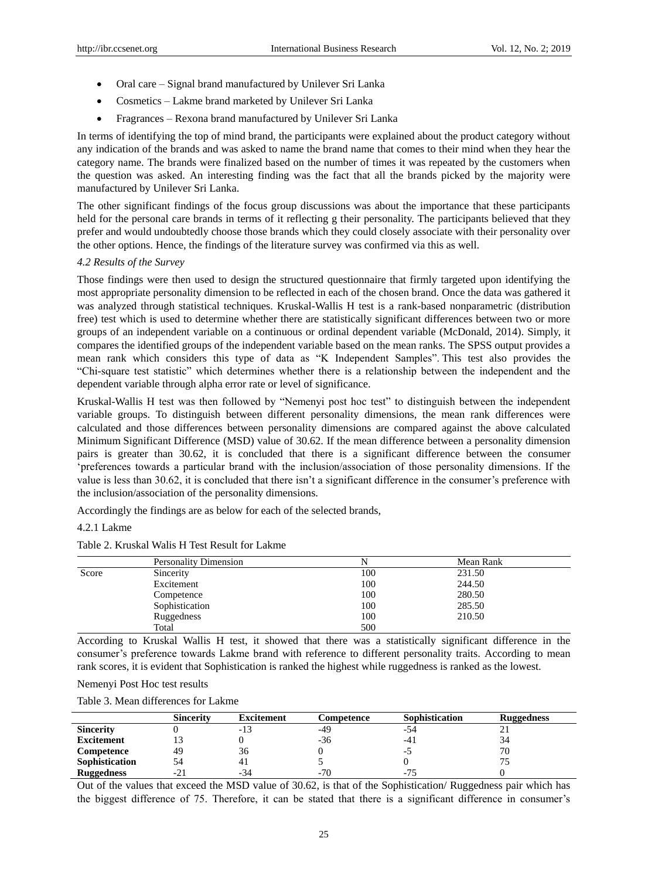- Oral care – Signal brand manufactured by Unilever Sri Lanka
- Cosmetics – Lakme brand marketed by Unilever Sri Lanka
- Fragrances – Rexona brand manufactured by Unilever Sri Lanka

In terms of identifying the top of mind brand, the participants were explained about the product category without any indication of the brands and was asked to name the brand name that comes to their mind when they hear the category name. The brands were finalized based on the number of times it was repeated by the customers when the question was asked. An interesting finding was the fact that all the brands picked by the majority were manufactured by Unilever Sri Lanka.

The other significant findings of the focus group discussions was about the importance that these participants held for the personal care brands in terms of it reflecting g their personality. The participants believed that they prefer and would undoubtedly choose those brands which they could closely associate with their personality over the other options. Hence, the findings of the literature survey was confirmed via this as well.

### *4.2 Results of the Survey*

Those findings were then used to design the structured questionnaire that firmly targeted upon identifying the most appropriate personality dimension to be reflected in each of the chosen brand. Once the data was gathered it was analyzed through statistical techniques. Kruskal-Wallis H test is a rank-based nonparametric (distribution free) test which is used to determine whether there are statistically significant differences between two or more groups of an independent variable on a continuous or ordinal dependent variable (McDonald, 2014). Simply, it compares the identified groups of the independent variable based on the mean ranks. The SPSS output provides a mean rank which considers this type of data as "K Independent Samples". This test also provides the "Chi-square test statistic" which determines whether there is a relationship between the independent and the dependent variable through alpha error rate or level of significance.

Kruskal-Wallis H test was then followed by "Nemenyi post hoc test" to distinguish between the independent variable groups. To distinguish between different personality dimensions, the mean rank differences were calculated and those differences between personality dimensions are compared against the above calculated Minimum Significant Difference (MSD) value of 30.62. If the mean difference between a personality dimension pairs is greater than 30.62, it is concluded that there is a significant difference between the consumer 'preferences towards a particular brand with the inclusion/association of those personality dimensions. If the value is less than 30.62, it is concluded that there isn't a significant difference in the consumer's preference with the inclusion/association of the personality dimensions.

Accordingly the findings are as below for each of the selected brands,

#### 4.2.1 Lakme

Table 2. Kruskal Walis H Test Result for Lakme

| | Personality Dimension | N | Mean Rank |
|---|---|---|---|
| Score | Sincerity | 100 | 231.50 |
| | Excitement | 100 | 244.50 |
| | Competence | 100 | 280.50 |
| | Sophistication | 100 | 285.50 |
| | Ruggedness | 100 | 210.50 |
| | Total | 500 | |

According to Kruskal Wallis H test, it showed that there was a statistically significant difference in the consumer's preference towards Lakme brand with reference to different personality traits. According to mean rank scores, it is evident that Sophistication is ranked the highest while ruggedness is ranked as the lowest.

Nemenyi Post Hoc test results

Table 3. Mean differences for Lakme

| | **Sincerity** | **Excitement** | **Competence** | **Sophistication** | **Ruggedness** |
|---|---|---|---|---|---|
| **Sincerity** | 0 | -13 | -49 | -54 | 21 |
| **Excitement** | 13 | 0 | -36 | -41 | 34 |
| **Competence** | 49 | 36 | 0 | -5 | 70 |
| **Sophistication** | 54 | 41 | 5 | 0 | 75 |
| **Ruggedness** | -21 | -34 | -70 | -75 | 0 |

Out of the values that exceed the MSD value of 30.62, is that of the Sophistication/ Ruggedness pair which has the biggest difference of 75. Therefore, it can be stated that there is a significant difference in consumer's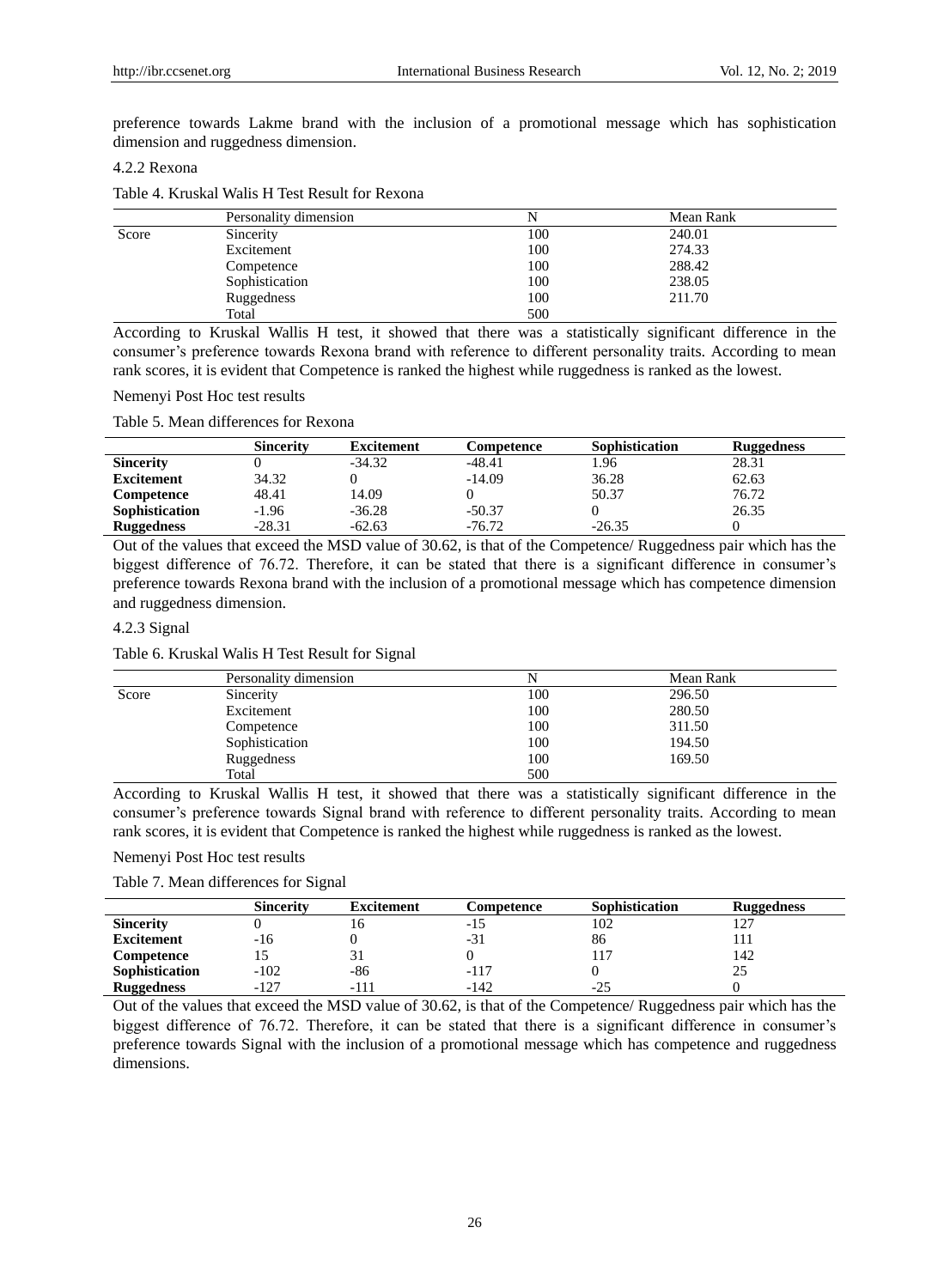preference towards Lakme brand with the inclusion of a promotional message which has sophistication dimension and ruggedness dimension.

#### 4.2.2 Rexona

Table 4. Kruskal Walis H Test Result for Rexona

| | Personality dimension | N | Mean Rank |
|---|---|---|---|
| Score | Sincerity | 100 | 240.01 |
| | Excitement | 100 | 274.33 |
| | Competence | 100 | 288.42 |
| | Sophistication | 100 | 238.05 |
| | Ruggedness | 100 | 211.70 |
| | Total | 500 | |

According to Kruskal Wallis H test, it showed that there was a statistically significant difference in the consumer's preference towards Rexona brand with reference to different personality traits. According to mean rank scores, it is evident that Competence is ranked the highest while ruggedness is ranked as the lowest.

Nemenyi Post Hoc test results

Table 5. Mean differences for Rexona

| | **Sincerity** | **Excitement** | **Competence** | **Sophistication** | **Ruggedness** |
|---|---|---|---|---|---|
| **Sincerity** | 0 | -34.32 | -48.41 | 1.96 | 28.31 |
| **Excitement** | 34.32 | 0 | -14.09 | 36.28 | 62.63 |
| **Competence** | 48.41 | 14.09 | 0 | 50.37 | 76.72 |
| **Sophistication** | -1.96 | -36.28 | -50.37 | 0 | 26.35 |
| **Ruggedness** | -28.31 | -62.63 | -76.72 | -26.35 | 0 |

Out of the values that exceed the MSD value of 30.62, is that of the Competence/ Ruggedness pair which has the biggest difference of 76.72. Therefore, it can be stated that there is a significant difference in consumer's preference towards Rexona brand with the inclusion of a promotional message which has competence dimension and ruggedness dimension.

#### 4.2.3 Signal

Table 6. Kruskal Walis H Test Result for Signal

| | Personality dimension | N | Mean Rank |
|---|---|---|---|
| Score | Sincerity | 100 | 296.50 |
| | Excitement | 100 | 280.50 |
| | Competence | 100 | 311.50 |
| | Sophistication | 100 | 194.50 |
| | Ruggedness | 100 | 169.50 |
| | Total | 500 | |

According to Kruskal Wallis H test, it showed that there was a statistically significant difference in the consumer's preference towards Signal brand with reference to different personality traits. According to mean rank scores, it is evident that Competence is ranked the highest while ruggedness is ranked as the lowest.

Nemenyi Post Hoc test results

Table 7. Mean differences for Signal

| | **Sincerity** | **Excitement** | **Competence** | **Sophistication** | **Ruggedness** |
|---|---|---|---|---|---|
| **Sincerity** | 0 | 16 | -15 | 102 | 127 |
| **Excitement** | -16 | 0 | -31 | 86 | 111 |
| **Competence** | 15 | 31 | 0 | 117 | 142 |
| **Sophistication** | -102 | -86 | -117 | 0 | 25 |
| **Ruggedness** | -127 | -111 | -142 | -25 | 0 |

Out of the values that exceed the MSD value of 30.62, is that of the Competence/ Ruggedness pair which has the biggest difference of 76.72. Therefore, it can be stated that there is a significant difference in consumer's preference towards Signal with the inclusion of a promotional message which has competence and ruggedness dimensions.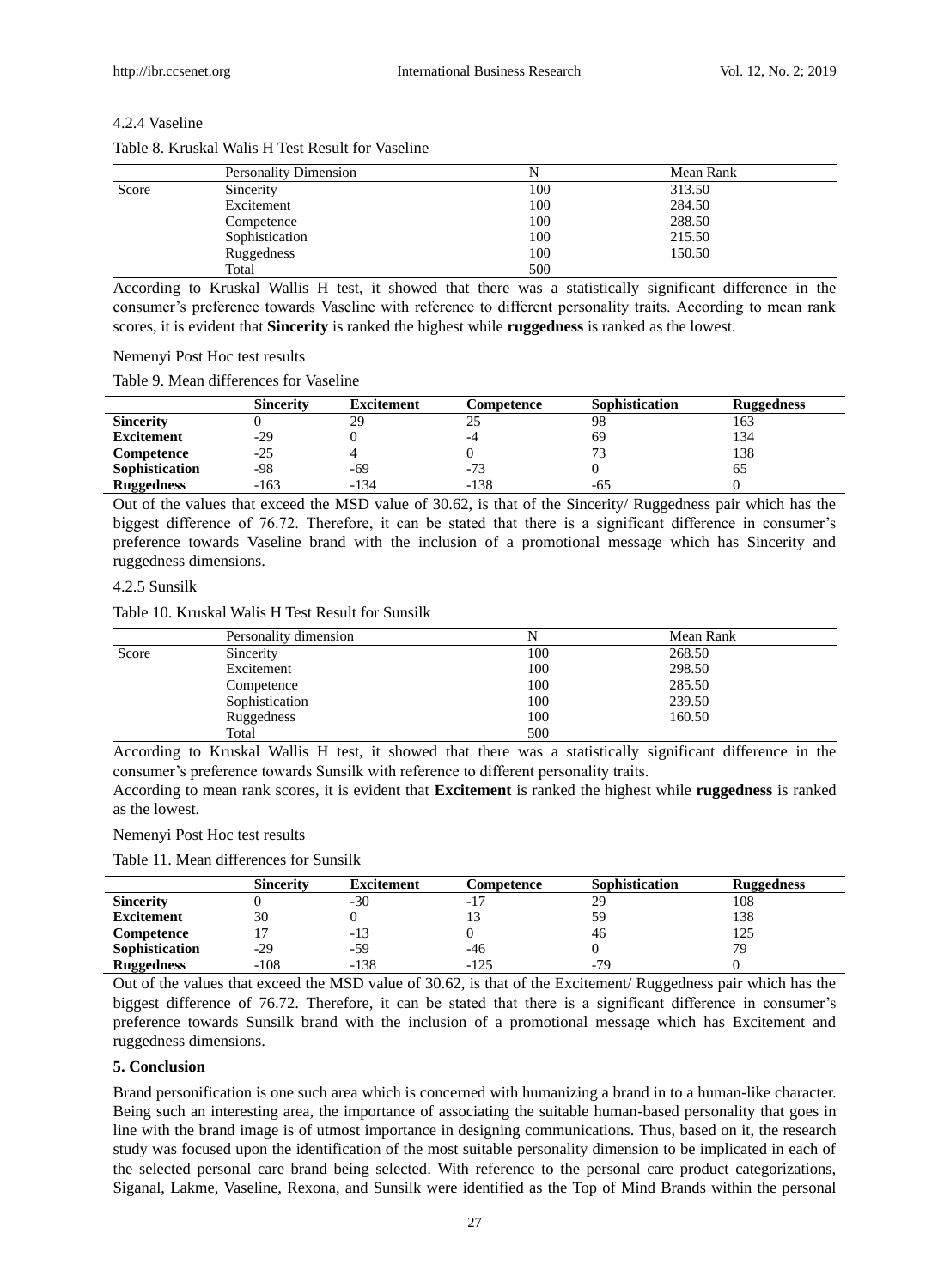#### 4.2.4 Vaseline

Table 8. Kruskal Walis H Test Result for Vaseline

| | Personality Dimension | N | Mean Rank |
|---|---|---|---|
| Score | Sincerity | 100 | 313.50 |
| | Excitement | 100 | 284.50 |
| | Competence | 100 | 288.50 |
| | Sophistication | 100 | 215.50 |
| | Ruggedness | 100 | 150.50 |
| | Total | 500 | |

According to Kruskal Wallis H test, it showed that there was a statistically significant difference in the consumer's preference towards Vaseline with reference to different personality traits. According to mean rank scores, it is evident that **Sincerity** is ranked the highest while **ruggedness** is ranked as the lowest.

Nemenyi Post Hoc test results

Table 9. Mean differences for Vaseline

| | **Sincerity** | **Excitement** | **Competence** | **Sophistication** | **Ruggedness** |
|---|---|---|---|---|---|
| **Sincerity** | 0 | 29 | 25 | 98 | 163 |
| **Excitement** | -29 | 0 | -4 | 69 | 134 |
| **Competence** | -25 | 4 | 0 | 73 | 138 |
| **Sophistication** | -98 | -69 | -73 | 0 | 65 |
| **Ruggedness** | -163 | -134 | -138 | -65 | 0 |

Out of the values that exceed the MSD value of 30.62, is that of the Sincerity/ Ruggedness pair which has the biggest difference of 76.72. Therefore, it can be stated that there is a significant difference in consumer's preference towards Vaseline brand with the inclusion of a promotional message which has Sincerity and ruggedness dimensions.

#### 4.2.5 Sunsilk

Table 10. Kruskal Walis H Test Result for Sunsilk

| | Personality dimension | N | Mean Rank |
|---|---|---|---|
| Score | Sincerity | 100 | 268.50 |
| | Excitement | 100 | 298.50 |
| | Competence | 100 | 285.50 |
| | Sophistication | 100 | 239.50 |
| | Ruggedness | 100 | 160.50 |
| | Total | 500 | |

According to Kruskal Wallis H test, it showed that there was a statistically significant difference in the consumer's preference towards Sunsilk with reference to different personality traits.

According to mean rank scores, it is evident that **Excitement** is ranked the highest while **ruggedness** is ranked as the lowest.

Nemenyi Post Hoc test results

Table 11. Mean differences for Sunsilk

| | **Sincerity** | **Excitement** | **Competence** | **Sophistication** | **Ruggedness** |
|---|---|---|---|---|---|
| **Sincerity** | 0 | -30 | -17 | 29 | 108 |
| **Excitement** | 30 | 0 | 13 | 59 | 138 |
| **Competence** | 17 | -13 | 0 | 46 | 125 |
| **Sophistication** | -29 | -59 | -46 | 0 | 79 |
| **Ruggedness** | -108 | -138 | -125 | -79 | 0 |

Out of the values that exceed the MSD value of 30.62, is that of the Excitement/ Ruggedness pair which has the biggest difference of 76.72. Therefore, it can be stated that there is a significant difference in consumer's preference towards Sunsilk brand with the inclusion of a promotional message which has Excitement and ruggedness dimensions.

## 5. Conclusion

Brand personification is one such area which is concerned with humanizing a brand in to a human-like character. Being such an interesting area, the importance of associating the suitable human-based personality that goes in line with the brand image is of utmost importance in designing communications. Thus, based on it, the research study was focused upon the identification of the most suitable personality dimension to be implicated in each of the selected personal care brand being selected. With reference to the personal care product categorizations, Siganal, Lakme, Vaseline, Rexona, and Sunsilk were identified as the Top of Mind Brands within the personal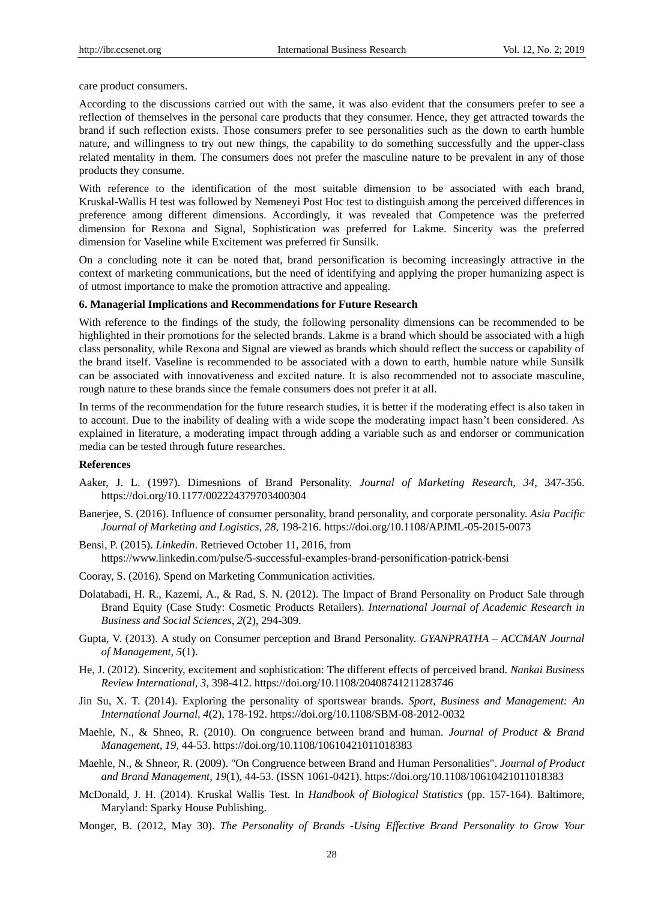care product consumers.

According to the discussions carried out with the same, it was also evident that the consumers prefer to see a reflection of themselves in the personal care products that they consumer. Hence, they get attracted towards the brand if such reflection exists. Those consumers prefer to see personalities such as the down to earth humble nature, and willingness to try out new things, the capability to do something successfully and the upper-class related mentality in them. The consumers does not prefer the masculine nature to be prevalent in any of those products they consume.

With reference to the identification of the most suitable dimension to be associated with each brand, Kruskal-Wallis H test was followed by Nemeneyi Post Hoc test to distinguish among the perceived differences in preference among different dimensions. Accordingly, it was revealed that Competence was the preferred dimension for Rexona and Signal, Sophistication was preferred for Lakme. Sincerity was the preferred dimension for Vaseline while Excitement was preferred fir Sunsilk.

On a concluding note it can be noted that, brand personification is becoming increasingly attractive in the context of marketing communications, but the need of identifying and applying the proper humanizing aspect is of utmost importance to make the promotion attractive and appealing.

## 6. Managerial Implications and Recommendations for Future Research

With reference to the findings of the study, the following personality dimensions can be recommended to be highlighted in their promotions for the selected brands. Lakme is a brand which should be associated with a high class personality, while Rexona and Signal are viewed as brands which should reflect the success or capability of the brand itself. Vaseline is recommended to be associated with a down to earth, humble nature while Sunsilk can be associated with innovativeness and excited nature. It is also recommended not to associate masculine, rough nature to these brands since the female consumers does not prefer it at all.

In terms of the recommendation for the future research studies, it is better if the moderating effect is also taken in to account. Due to the inability of dealing with a wide scope the moderating impact hasn't been considered. As explained in literature, a moderating impact through adding a variable such as and endorser or communication media can be tested through future researches.

## References

Aaker, J. L. (1997). Dimesnions of Brand Personality. *Journal of Marketing Research, 34*, 347-356. https://doi.org/10.1177/002224379703400304

Banerjee, S. (2016). Influence of consumer personality, brand personality, and corporate personality. *Asia Pacific Journal of Marketing and Logistics, 28*, 198-216. https://doi.org/10.1108/APJML-05-2015-0073

Bensi, P. (2015). *Linkedin*. Retrieved October 11, 2016, from https://www.linkedin.com/pulse/5-successful-examples-brand-personification-patrick-bensi

Cooray, S. (2016). Spend on Marketing Communication activities.

Dolatabadi, H. R., Kazemi, A., & Rad, S. N. (2012). The Impact of Brand Personality on Product Sale through Brand Equity (Case Study: Cosmetic Products Retailers). *International Journal of Academic Research in Business and Social Sciences, 2*(2), 294-309.

Gupta, V. (2013). A study on Consumer perception and Brand Personality. *GYANPRATHA – ACCMAN Journal of Management, 5*(1).

He, J. (2012). Sincerity, excitement and sophistication: The different effects of perceived brand. *Nankai Business Review International, 3*, 398-412. https://doi.org/10.1108/20408741211283746

Jin Su, X. T. (2014). Exploring the personality of sportswear brands. *Sport, Business and Management: An International Journal, 4*(2), 178-192. https://doi.org/10.1108/SBM-08-2012-0032

Maehle, N., & Shneo, R. (2010). On congruence between brand and human. *Journal of Product & Brand Management, 19*, 44-53. https://doi.org/10.1108/10610421011018383

Maehle, N., & Shneor, R. (2009). "On Congruence between Brand and Human Personalities". *Journal of Product and Brand Management, 19*(1), 44-53. (ISSN 1061-0421). https://doi.org/10.1108/10610421011018383

McDonald, J. H. (2014). Kruskal Wallis Test. In *Handbook of Biological Statistics* (pp. 157-164). Baltimore, Maryland: Sparky House Publishing.

Monger, B. (2012, May 30). *The Personality of Brands -Using Effective Brand Personality to Grow Your*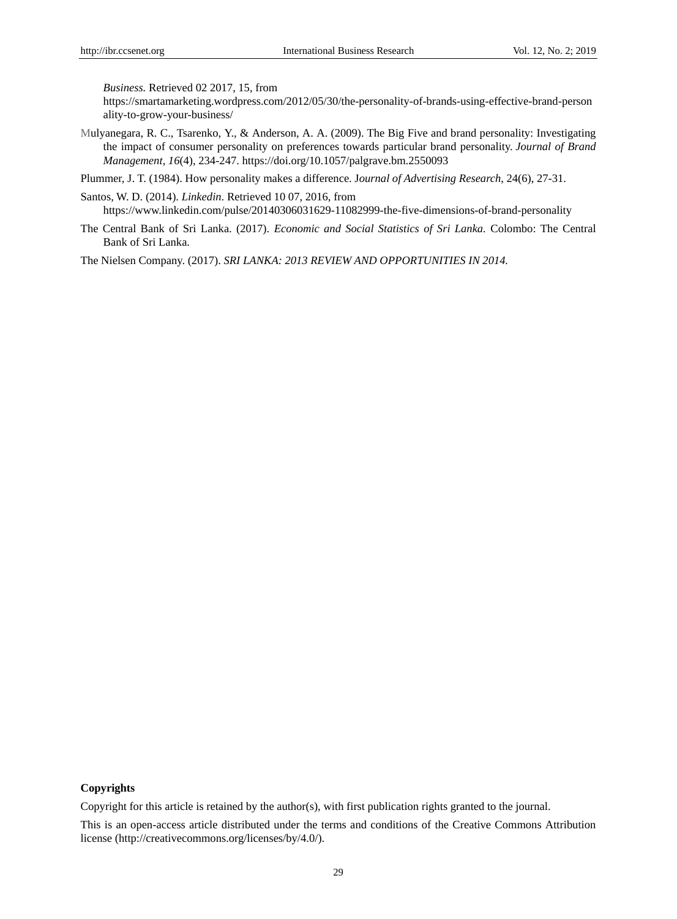*Business.* Retrieved 02 2017, 15, from https://smartamarketing.wordpress.com/2012/05/30/the-personality-of-brands-using-effective-brand-personality-to-grow-your-business/

Mulyanegara, R. C., Tsarenko, Y., & Anderson, A. A. (2009). The Big Five and brand personality: Investigating the impact of consumer personality on preferences towards particular brand personality. *Journal of Brand Management, 16*(4), 234-247. https://doi.org/10.1057/palgrave.bm.2550093

Plummer, J. T. (1984). How personality makes a difference. J*ournal of Advertising Research*, 24(6), 27-31.

Santos, W. D. (2014). *Linkedin*. Retrieved 10 07, 2016, from https://www.linkedin.com/pulse/20140306031629-11082999-the-five-dimensions-of-brand-personality

The Central Bank of Sri Lanka. (2017). *Economic and Social Statistics of Sri Lanka.* Colombo: The Central Bank of Sri Lanka.

The Nielsen Company. (2017). *SRI LANKA: 2013 REVIEW AND OPPORTUNITIES IN 2014.*

**Copyrights**

Copyright for this article is retained by the author(s), with first publication rights granted to the journal.

This is an open-access article distributed under the terms and conditions of the Creative Commons Attribution license (http://creativecommons.org/licenses/by/4.0/).